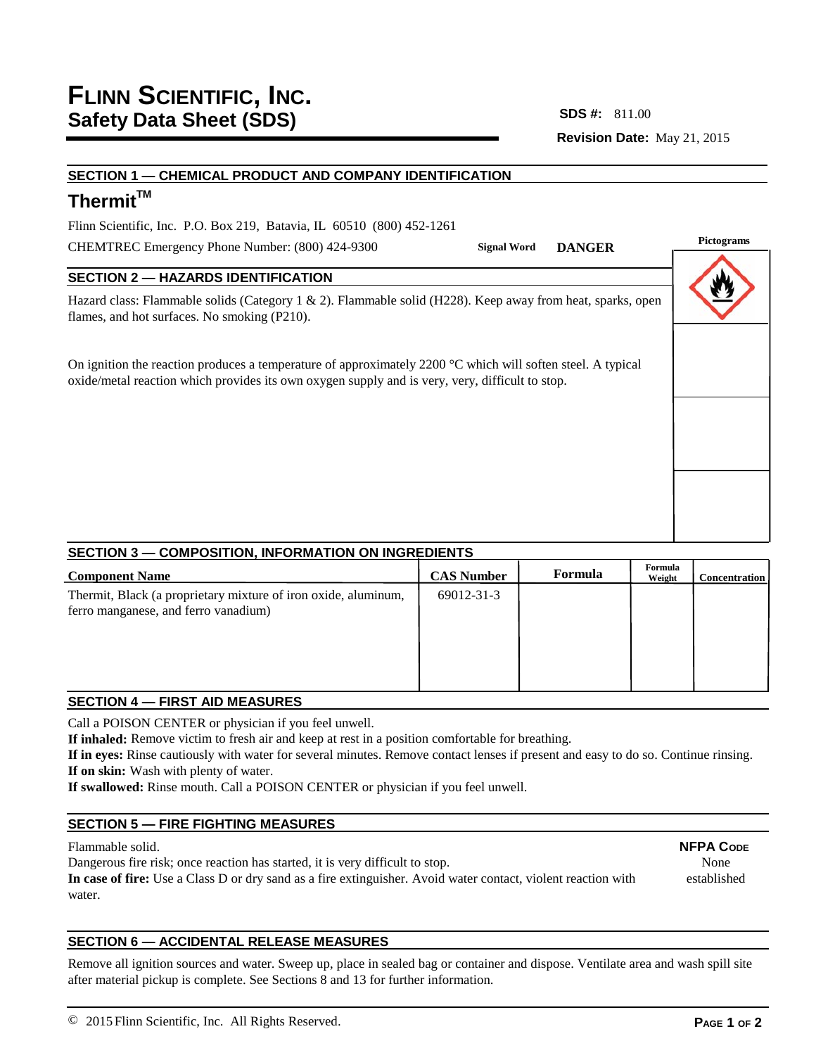# FLINN SCIENTIFIC, INC.
## Safety Data Sheet (SDS)

**SDS #:** 811.00

**Revision Date:** May 21, 2015

## SECTION 1 — CHEMICAL PRODUCT AND COMPANY IDENTIFICATION

### Thermit™

Flinn Scientific, Inc. P.O. Box 219, Batavia, IL 60510 (800) 452-1261

CHEMTREC Emergency Phone Number: (800) 424-9300

**Signal Word** **DANGER**

**Pictograms**

## SECTION 2 — HAZARDS IDENTIFICATION

Hazard class: Flammable solids (Category 1 & 2). Flammable solid (H228). Keep away from heat, sparks, open flames, and hot surfaces. No smoking (P210).

On ignition the reaction produces a temperature of approximately 2200 °C which will soften steel. A typical oxide/metal reaction which provides its own oxygen supply and is very, very, difficult to stop.

## SECTION 3 — COMPOSITION, INFORMATION ON INGREDIENTS

| Component Name | CAS Number | Formula | Formula Weight | Concentration |
| --- | --- | --- | --- | --- |
| Thermit, Black (a proprietary mixture of iron oxide, aluminum, ferro manganese, and ferro vanadium) | 69012-31-3 | | | |

## SECTION 4 — FIRST AID MEASURES

Call a POISON CENTER or physician if you feel unwell.
**If inhaled:** Remove victim to fresh air and keep at rest in a position comfortable for breathing.
**If in eyes:** Rinse cautiously with water for several minutes. Remove contact lenses if present and easy to do so. Continue rinsing.
**If on skin:** Wash with plenty of water.
**If swallowed:** Rinse mouth. Call a POISON CENTER or physician if you feel unwell.

## SECTION 5 — FIRE FIGHTING MEASURES

Flammable solid.
Dangerous fire risk; once reaction has started, it is very difficult to stop.
**In case of fire:** Use a Class D or dry sand as a fire extinguisher. Avoid water contact, violent reaction with water.

**NFPA CODE**
None established

## SECTION 6 — ACCIDENTAL RELEASE MEASURES

Remove all ignition sources and water. Sweep up, place in sealed bag or container and dispose. Ventilate area and wash spill site after material pickup is complete. See Sections 8 and 13 for further information.

© 2015 Flinn Scientific, Inc. All Rights Reserved.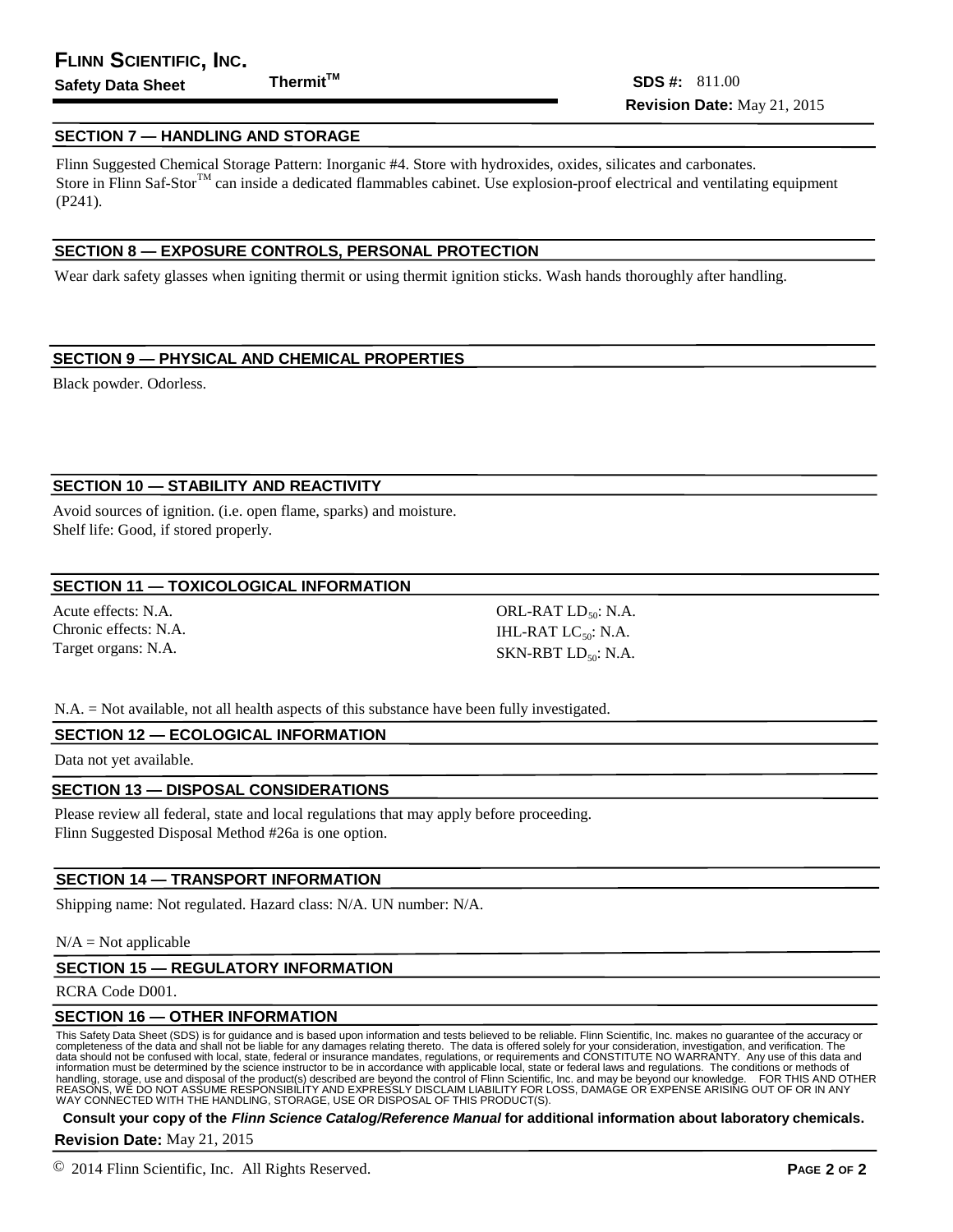## SECTION 7 — HANDLING AND STORAGE

Flinn Suggested Chemical Storage Pattern: Inorganic #4. Store with hydroxides, oxides, silicates and carbonates.
Store in Flinn Saf-Stor™ can inside a dedicated flammables cabinet. Use explosion-proof electrical and ventilating equipment (P241).

## SECTION 8 — EXPOSURE CONTROLS, PERSONAL PROTECTION

Wear dark safety glasses when igniting thermit or using thermit ignition sticks. Wash hands thoroughly after handling.

## SECTION 9 — PHYSICAL AND CHEMICAL PROPERTIES

Black powder. Odorless.

## SECTION 10 — STABILITY AND REACTIVITY

Avoid sources of ignition. (i.e. open flame, sparks) and moisture.
Shelf life: Good, if stored properly.

## SECTION 11 — TOXICOLOGICAL INFORMATION

Acute effects: N.A.
Chronic effects: N.A.
Target organs: N.A.

ORL-RAT $LD_{50}$: N.A.
IHL-RAT $LC_{50}$: N.A.
SKN-RBT $LD_{50}$: N.A.

N.A. = Not available, not all health aspects of this substance have been fully investigated.

## SECTION 12 — ECOLOGICAL INFORMATION

Data not yet available.

## SECTION 13 — DISPOSAL CONSIDERATIONS

Please review all federal, state and local regulations that may apply before proceeding.
Flinn Suggested Disposal Method #26a is one option.

## SECTION 14 — TRANSPORT INFORMATION

Shipping name: Not regulated. Hazard class: N/A. UN number: N/A.

N/A = Not applicable

## SECTION 15 — REGULATORY INFORMATION

RCRA Code D001.

## SECTION 16 — OTHER INFORMATION

This Safety Data Sheet (SDS) is for guidance and is based upon information and tests believed to be reliable. Flinn Scientific, Inc. makes no guarantee of the accuracy or completeness of the data and shall not be liable for any damages relating thereto. The data is offered solely for your consideration, investigation, and verification. The data should not be confused with local, state, federal or insurance mandates, regulations, or requirements and CONSTITUTE NO WARRANTY. Any use of this data and information must be determined by the science instructor to be in accordance with applicable local, state or federal laws and regulations. The conditions or methods of handling, storage, use and disposal of the product(s) described are beyond the control of Flinn Scientific, Inc. and may be beyond our knowledge. FOR THIS AND OTHER REASONS, WE DO NOT ASSUME RESPONSIBILITY AND EXPRESSLY DISCLAIM LIABILITY FOR LOSS, DAMAGE OR EXPENSE ARISING OUT OF OR IN ANY WAY CONNECTED WITH THE HANDLING, STORAGE, USE OR DISPOSAL OF THIS PRODUCT(S).

**Consult your copy of the *Flinn Science Catalog/Reference Manual* for additional information about laboratory chemicals.**

**Revision Date:** May 21, 2015

© 2014 Flinn Scientific, Inc. All Rights Reserved.